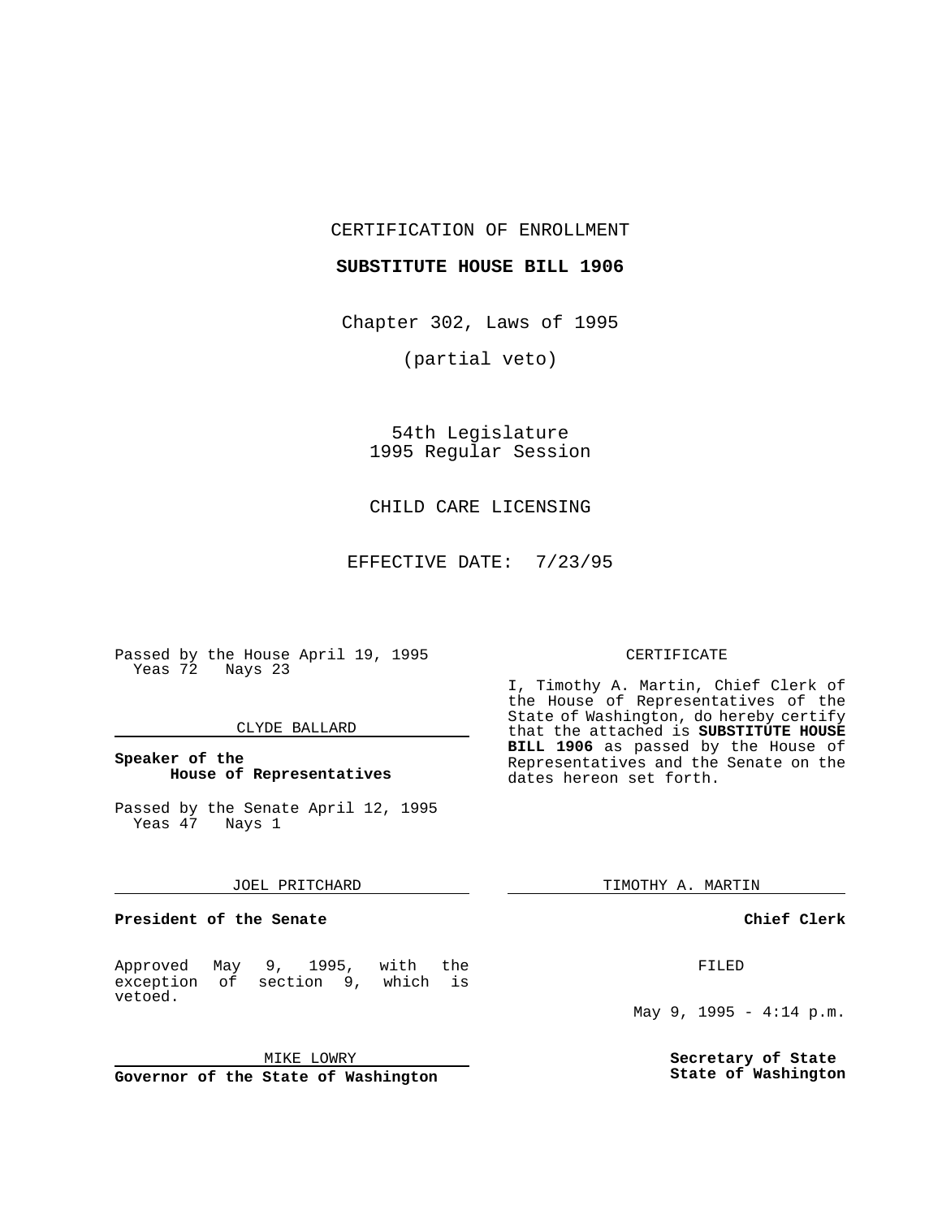CERTIFICATION OF ENROLLMENT

**SUBSTITUTE HOUSE BILL 1906**

Chapter 302, Laws of 1995

(partial veto)

54th Legislature
1995 Regular Session

CHILD CARE LICENSING

EFFECTIVE DATE: 7/23/95

Passed by the House April 19, 1995
Yeas 72 Nays 23

CLYDE BALLARD

**Speaker of the House of Representatives**

Passed by the Senate April 12, 1995
Yeas 47 Nays 1

JOEL PRITCHARD

**President of the Senate**

Approved May 9, 1995, with the exception of section 9, which is vetoed.

MIKE LOWRY

**Governor of the State of Washington**

CERTIFICATE

I, Timothy A. Martin, Chief Clerk of the House of Representatives of the State of Washington, do hereby certify that the attached is **SUBSTITUTE HOUSE BILL 1906** as passed by the House of Representatives and the Senate on the dates hereon set forth.

TIMOTHY A. MARTIN

**Chief Clerk**

FILED

May 9, 1995 - 4:14 p.m.

**Secretary of State**
**State of Washington**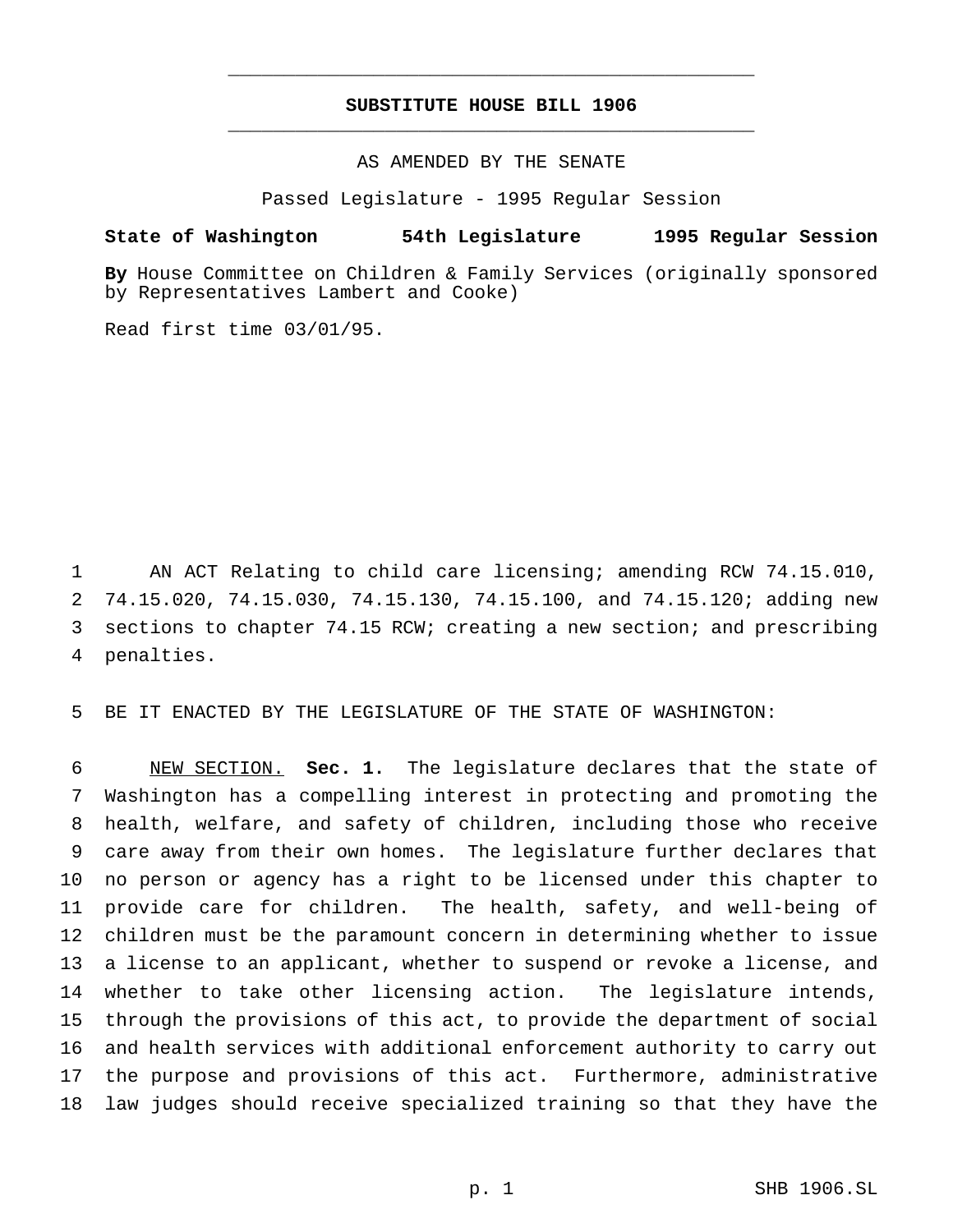# SUBSTITUTE HOUSE BILL 1906

AS AMENDED BY THE SENATE

Passed Legislature - 1995 Regular Session

**State of Washington 54th Legislature 1995 Regular Session**

**By** House Committee on Children & Family Services (originally sponsored by Representatives Lambert and Cooke)

Read first time 03/01/95.

AN ACT Relating to child care licensing; amending RCW 74.15.010, 74.15.020, 74.15.030, 74.15.130, 74.15.100, and 74.15.120; adding new sections to chapter 74.15 RCW; creating a new section; and prescribing penalties.

BE IT ENACTED BY THE LEGISLATURE OF THE STATE OF WASHINGTON:

NEW SECTION. **Sec. 1.** The legislature declares that the state of Washington has a compelling interest in protecting and promoting the health, welfare, and safety of children, including those who receive care away from their own homes. The legislature further declares that no person or agency has a right to be licensed under this chapter to provide care for children. The health, safety, and well-being of children must be the paramount concern in determining whether to issue a license to an applicant, whether to suspend or revoke a license, and whether to take other licensing action. The legislature intends, through the provisions of this act, to provide the department of social and health services with additional enforcement authority to carry out the purpose and provisions of this act. Furthermore, administrative law judges should receive specialized training so that they have the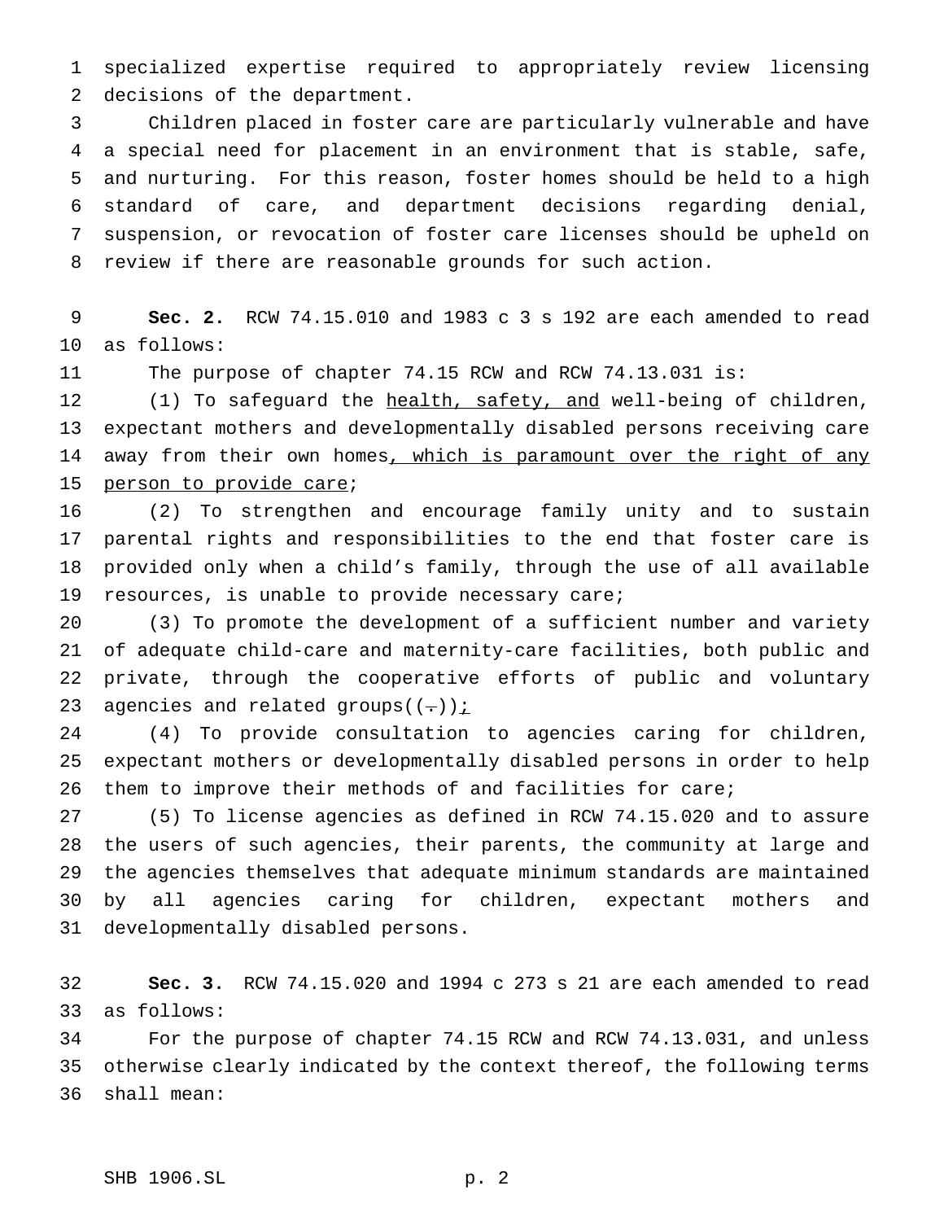specialized expertise required to appropriately review licensing decisions of the department.

Children placed in foster care are particularly vulnerable and have a special need for placement in an environment that is stable, safe, and nurturing. For this reason, foster homes should be held to a high standard of care, and department decisions regarding denial, suspension, or revocation of foster care licenses should be upheld on review if there are reasonable grounds for such action.

**Sec. 2.** RCW 74.15.010 and 1983 c 3 s 192 are each amended to read as follows:

The purpose of chapter 74.15 RCW and RCW 74.13.031 is:

(1) To safeguard the <u>health, safety, and</u> well-being of children, expectant mothers and developmentally disabled persons receiving care away from their own homes<u>, which is paramount over the right of any person to provide care</u>;

(2) To strengthen and encourage family unity and to sustain parental rights and responsibilities to the end that foster care is provided only when a child's family, through the use of all available resources, is unable to provide necessary care;

(3) To promote the development of a sufficient number and variety of adequate child-care and maternity-care facilities, both public and private, through the cooperative efforts of public and voluntary agencies and related groups((~~.~~))<u>;</u>

(4) To provide consultation to agencies caring for children, expectant mothers or developmentally disabled persons in order to help them to improve their methods of and facilities for care;

(5) To license agencies as defined in RCW 74.15.020 and to assure the users of such agencies, their parents, the community at large and the agencies themselves that adequate minimum standards are maintained by all agencies caring for children, expectant mothers and developmentally disabled persons.

**Sec. 3.** RCW 74.15.020 and 1994 c 273 s 21 are each amended to read as follows:

For the purpose of chapter 74.15 RCW and RCW 74.13.031, and unless otherwise clearly indicated by the context thereof, the following terms shall mean: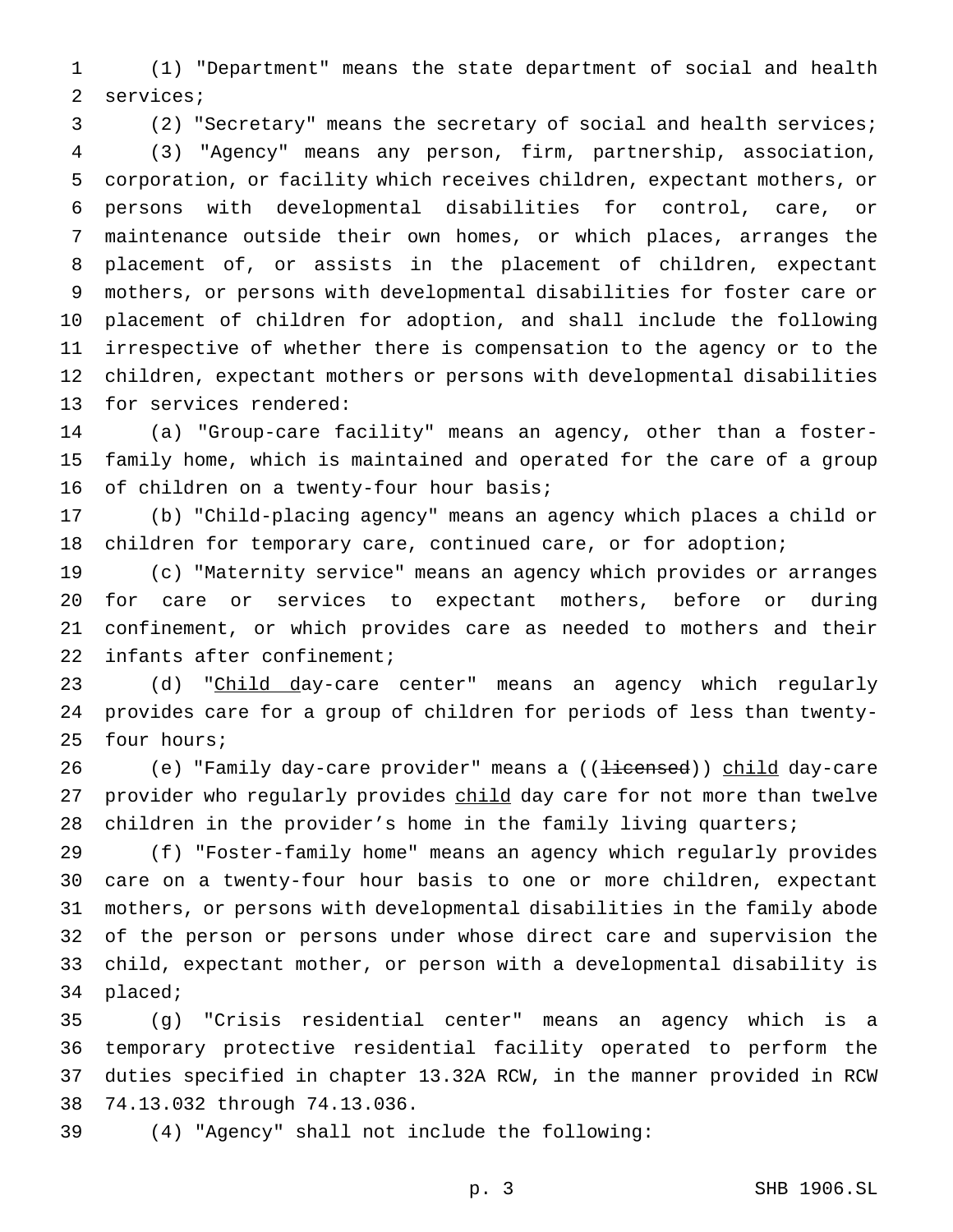(1) "Department" means the state department of social and health services;

(2) "Secretary" means the secretary of social and health services;

(3) "Agency" means any person, firm, partnership, association, corporation, or facility which receives children, expectant mothers, or persons with developmental disabilities for control, care, or maintenance outside their own homes, or which places, arranges the placement of, or assists in the placement of children, expectant mothers, or persons with developmental disabilities for foster care or placement of children for adoption, and shall include the following irrespective of whether there is compensation to the agency or to the children, expectant mothers or persons with developmental disabilities for services rendered:

(a) "Group-care facility" means an agency, other than a foster-family home, which is maintained and operated for the care of a group of children on a twenty-four hour basis;

(b) "Child-placing agency" means an agency which places a child or children for temporary care, continued care, or for adoption;

(c) "Maternity service" means an agency which provides or arranges for care or services to expectant mothers, before or during confinement, or which provides care as needed to mothers and their infants after confinement;

(d) "<u>Child d</u>ay-care center" means an agency which regularly provides care for a group of children for periods of less than twenty-four hours;

(e) "Family day-care provider" means a ((~~licensed~~)) <u>child</u> day-care provider who regularly provides <u>child</u> day care for not more than twelve children in the provider's home in the family living quarters;

(f) "Foster-family home" means an agency which regularly provides care on a twenty-four hour basis to one or more children, expectant mothers, or persons with developmental disabilities in the family abode of the person or persons under whose direct care and supervision the child, expectant mother, or person with a developmental disability is placed;

(g) "Crisis residential center" means an agency which is a temporary protective residential facility operated to perform the duties specified in chapter 13.32A RCW, in the manner provided in RCW 74.13.032 through 74.13.036.

(4) "Agency" shall not include the following: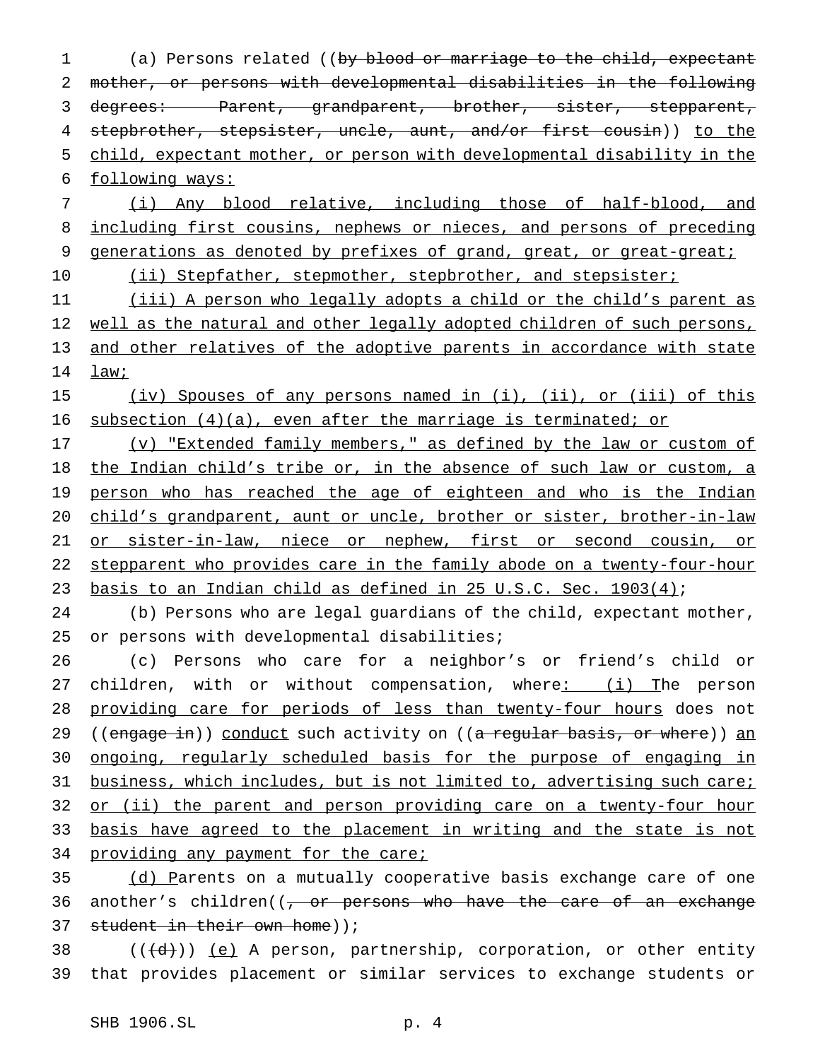(a) Persons related ((by blood or marriage to the child, expectant mother, or persons with developmental disabilities in the following degrees: Parent, grandparent, brother, sister, stepparent, stepbrother, stepsister, uncle, aunt, and/or first cousin)) to the child, expectant mother, or person with developmental disability in the following ways:

(i) Any blood relative, including those of half-blood, and including first cousins, nephews or nieces, and persons of preceding generations as denoted by prefixes of grand, great, or great-great;

(ii) Stepfather, stepmother, stepbrother, and stepsister;

(iii) A person who legally adopts a child or the child's parent as well as the natural and other legally adopted children of such persons, and other relatives of the adoptive parents in accordance with state law;

(iv) Spouses of any persons named in (i), (ii), or (iii) of this subsection (4)(a), even after the marriage is terminated; or

(v) "Extended family members," as defined by the law or custom of the Indian child's tribe or, in the absence of such law or custom, a person who has reached the age of eighteen and who is the Indian child's grandparent, aunt or uncle, brother or sister, brother-in-law or sister-in-law, niece or nephew, first or second cousin, or stepparent who provides care in the family abode on a twenty-four-hour basis to an Indian child as defined in 25 U.S.C. Sec. 1903(4);

(b) Persons who are legal guardians of the child, expectant mother, or persons with developmental disabilities;

(c) Persons who care for a neighbor's or friend's child or children, with or without compensation, where: (i) The person providing care for periods of less than twenty-four hours does not ((engage in)) conduct such activity on ((a regular basis, or where)) an ongoing, regularly scheduled basis for the purpose of engaging in business, which includes, but is not limited to, advertising such care; or (ii) the parent and person providing care on a twenty-four hour basis have agreed to the placement in writing and the state is not providing any payment for the care;

(d) Parents on a mutually cooperative basis exchange care of one another's children((, or persons who have the care of an exchange student in their own home));

(((d))) (e) A person, partnership, corporation, or other entity that provides placement or similar services to exchange students or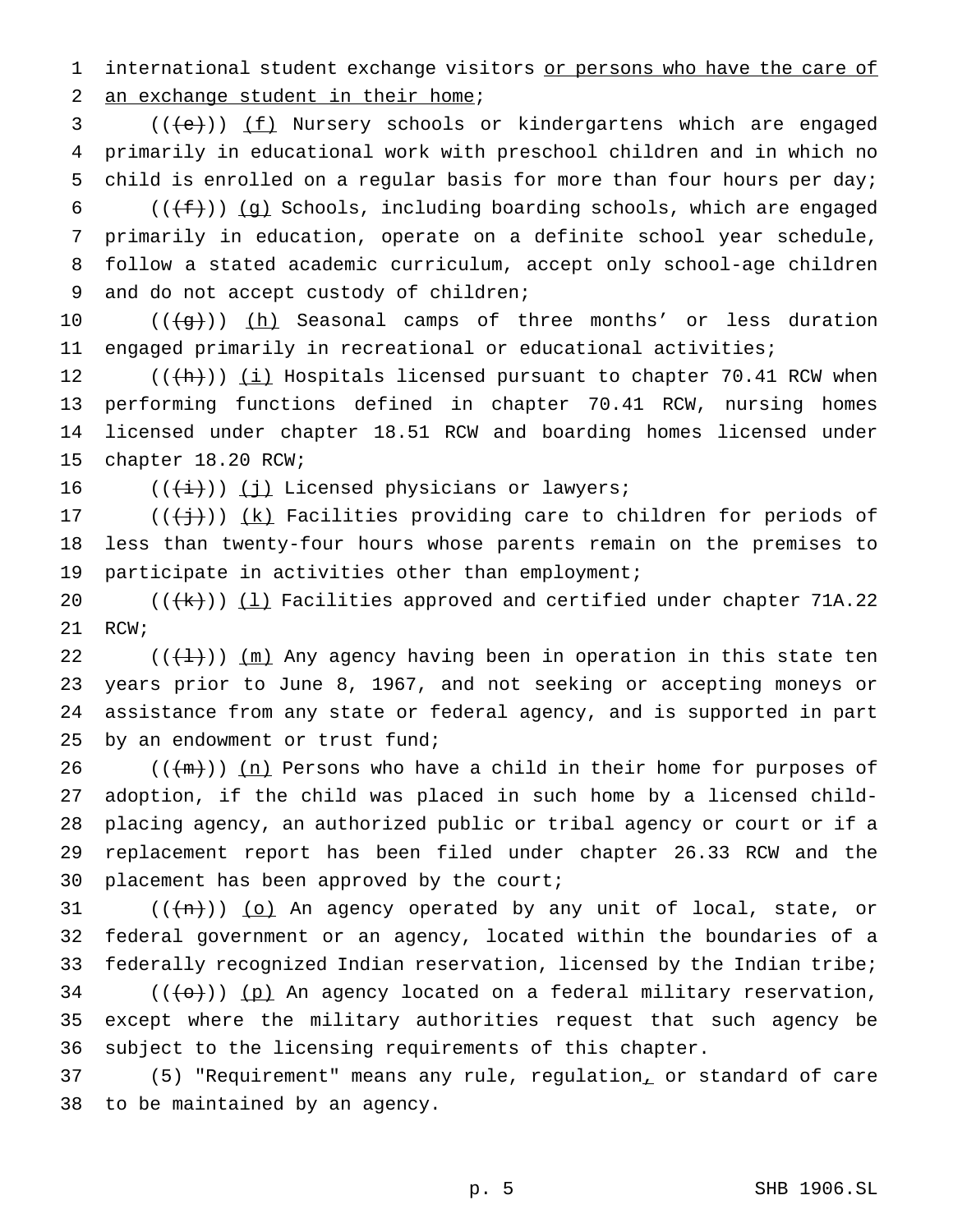international student exchange visitors or persons who have the care of an exchange student in their home;

((~~(e)~~)) (f) Nursery schools or kindergartens which are engaged primarily in educational work with preschool children and in which no child is enrolled on a regular basis for more than four hours per day;

((~~(f)~~)) (g) Schools, including boarding schools, which are engaged primarily in education, operate on a definite school year schedule, follow a stated academic curriculum, accept only school-age children and do not accept custody of children;

((~~(g)~~)) (h) Seasonal camps of three months' or less duration engaged primarily in recreational or educational activities;

((~~(h)~~)) (i) Hospitals licensed pursuant to chapter 70.41 RCW when performing functions defined in chapter 70.41 RCW, nursing homes licensed under chapter 18.51 RCW and boarding homes licensed under chapter 18.20 RCW;

((~~(i)~~)) (j) Licensed physicians or lawyers;

((~~(j)~~)) (k) Facilities providing care to children for periods of less than twenty-four hours whose parents remain on the premises to participate in activities other than employment;

((~~(k)~~)) (l) Facilities approved and certified under chapter 71A.22 RCW;

((~~(l)~~)) (m) Any agency having been in operation in this state ten years prior to June 8, 1967, and not seeking or accepting moneys or assistance from any state or federal agency, and is supported in part by an endowment or trust fund;

((~~(m)~~)) (n) Persons who have a child in their home for purposes of adoption, if the child was placed in such home by a licensed child-placing agency, an authorized public or tribal agency or court or if a replacement report has been filed under chapter 26.33 RCW and the placement has been approved by the court;

((~~(n)~~)) (o) An agency operated by any unit of local, state, or federal government or an agency, located within the boundaries of a federally recognized Indian reservation, licensed by the Indian tribe;

((~~(o)~~)) (p) An agency located on a federal military reservation, except where the military authorities request that such agency be subject to the licensing requirements of this chapter.

(5) "Requirement" means any rule, regulation, or standard of care to be maintained by an agency.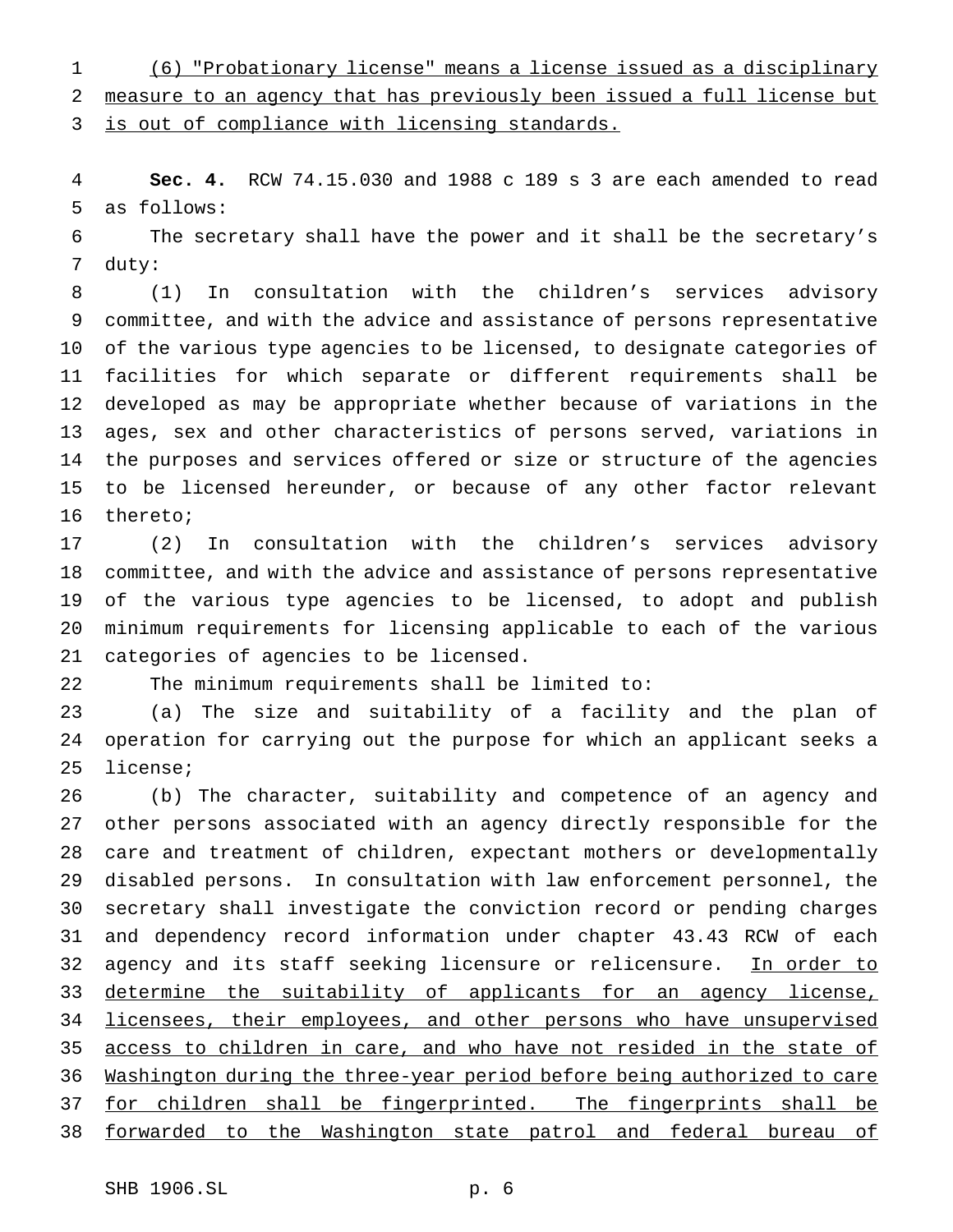(6) "Probationary license" means a license issued as a disciplinary measure to an agency that has previously been issued a full license but is out of compliance with licensing standards.

**Sec. 4.** RCW 74.15.030 and 1988 c 189 s 3 are each amended to read as follows:

The secretary shall have the power and it shall be the secretary's duty:

(1) In consultation with the children's services advisory committee, and with the advice and assistance of persons representative of the various type agencies to be licensed, to designate categories of facilities for which separate or different requirements shall be developed as may be appropriate whether because of variations in the ages, sex and other characteristics of persons served, variations in the purposes and services offered or size or structure of the agencies to be licensed hereunder, or because of any other factor relevant thereto;

(2) In consultation with the children's services advisory committee, and with the advice and assistance of persons representative of the various type agencies to be licensed, to adopt and publish minimum requirements for licensing applicable to each of the various categories of agencies to be licensed.

The minimum requirements shall be limited to:

(a) The size and suitability of a facility and the plan of operation for carrying out the purpose for which an applicant seeks a license;

(b) The character, suitability and competence of an agency and other persons associated with an agency directly responsible for the care and treatment of children, expectant mothers or developmentally disabled persons. In consultation with law enforcement personnel, the secretary shall investigate the conviction record or pending charges and dependency record information under chapter 43.43 RCW of each agency and its staff seeking licensure or relicensure. In order to determine the suitability of applicants for an agency license, licensees, their employees, and other persons who have unsupervised access to children in care, and who have not resided in the state of Washington during the three-year period before being authorized to care for children shall be fingerprinted. The fingerprints shall be forwarded to the Washington state patrol and federal bureau of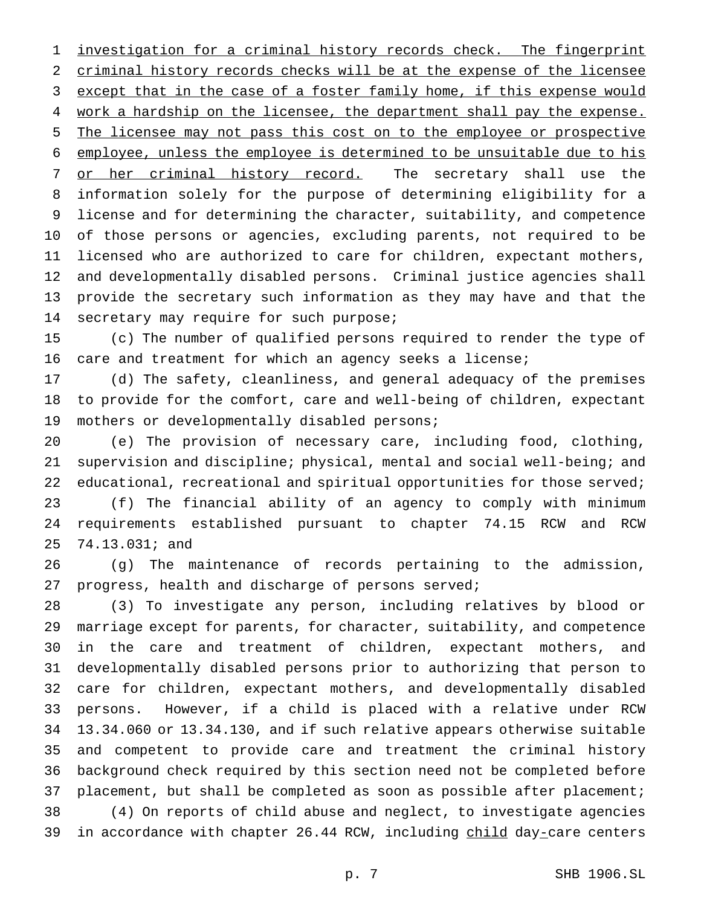investigation for a criminal history records check. The fingerprint criminal history records checks will be at the expense of the licensee except that in the case of a foster family home, if this expense would work a hardship on the licensee, the department shall pay the expense. The licensee may not pass this cost on to the employee or prospective employee, unless the employee is determined to be unsuitable due to his or her criminal history record. The secretary shall use the information solely for the purpose of determining eligibility for a license and for determining the character, suitability, and competence of those persons or agencies, excluding parents, not required to be licensed who are authorized to care for children, expectant mothers, and developmentally disabled persons. Criminal justice agencies shall provide the secretary such information as they may have and that the secretary may require for such purpose;

(c) The number of qualified persons required to render the type of care and treatment for which an agency seeks a license;

(d) The safety, cleanliness, and general adequacy of the premises to provide for the comfort, care and well-being of children, expectant mothers or developmentally disabled persons;

(e) The provision of necessary care, including food, clothing, supervision and discipline; physical, mental and social well-being; and educational, recreational and spiritual opportunities for those served;

(f) The financial ability of an agency to comply with minimum requirements established pursuant to chapter 74.15 RCW and RCW 74.13.031; and

(g) The maintenance of records pertaining to the admission, progress, health and discharge of persons served;

(3) To investigate any person, including relatives by blood or marriage except for parents, for character, suitability, and competence in the care and treatment of children, expectant mothers, and developmentally disabled persons prior to authorizing that person to care for children, expectant mothers, and developmentally disabled persons. However, if a child is placed with a relative under RCW 13.34.060 or 13.34.130, and if such relative appears otherwise suitable and competent to provide care and treatment the criminal history background check required by this section need not be completed before placement, but shall be completed as soon as possible after placement;

(4) On reports of child abuse and neglect, to investigate agencies in accordance with chapter 26.44 RCW, including child day-care centers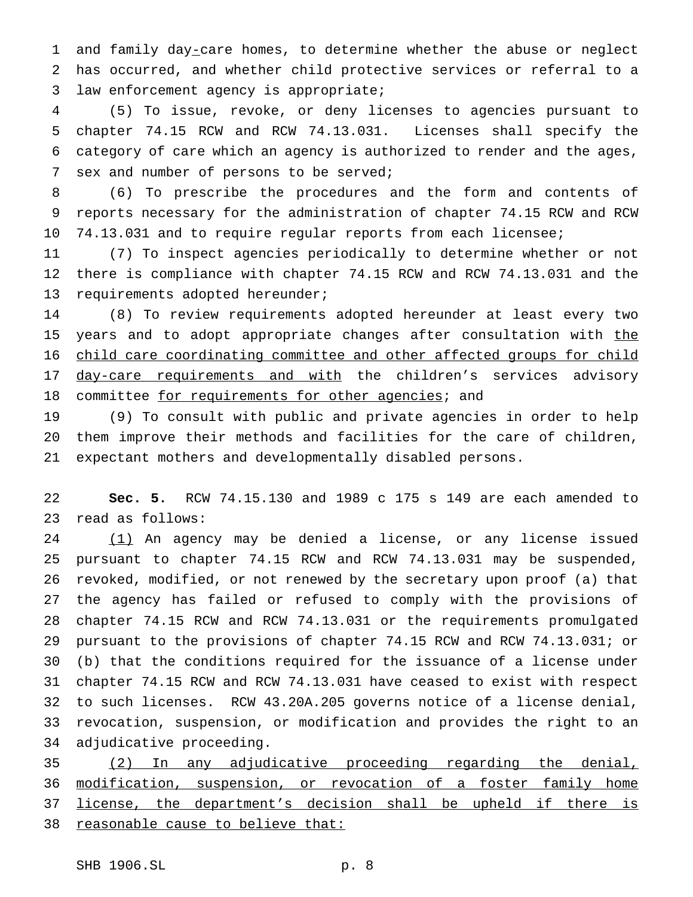and family day-care homes, to determine whether the abuse or neglect has occurred, and whether child protective services or referral to a law enforcement agency is appropriate;

(5) To issue, revoke, or deny licenses to agencies pursuant to chapter 74.15 RCW and RCW 74.13.031. Licenses shall specify the category of care which an agency is authorized to render and the ages, sex and number of persons to be served;

(6) To prescribe the procedures and the form and contents of reports necessary for the administration of chapter 74.15 RCW and RCW 74.13.031 and to require regular reports from each licensee;

(7) To inspect agencies periodically to determine whether or not there is compliance with chapter 74.15 RCW and RCW 74.13.031 and the requirements adopted hereunder;

(8) To review requirements adopted hereunder at least every two years and to adopt appropriate changes after consultation with the child care coordinating committee and other affected groups for child day-care requirements and with the children's services advisory committee for requirements for other agencies; and

(9) To consult with public and private agencies in order to help them improve their methods and facilities for the care of children, expectant mothers and developmentally disabled persons.

**Sec. 5.** RCW 74.15.130 and 1989 c 175 s 149 are each amended to read as follows:

(1) An agency may be denied a license, or any license issued pursuant to chapter 74.15 RCW and RCW 74.13.031 may be suspended, revoked, modified, or not renewed by the secretary upon proof (a) that the agency has failed or refused to comply with the provisions of chapter 74.15 RCW and RCW 74.13.031 or the requirements promulgated pursuant to the provisions of chapter 74.15 RCW and RCW 74.13.031; or (b) that the conditions required for the issuance of a license under chapter 74.15 RCW and RCW 74.13.031 have ceased to exist with respect to such licenses. RCW 43.20A.205 governs notice of a license denial, revocation, suspension, or modification and provides the right to an adjudicative proceeding.

(2) In any adjudicative proceeding regarding the denial, modification, suspension, or revocation of a foster family home license, the department's decision shall be upheld if there is reasonable cause to believe that: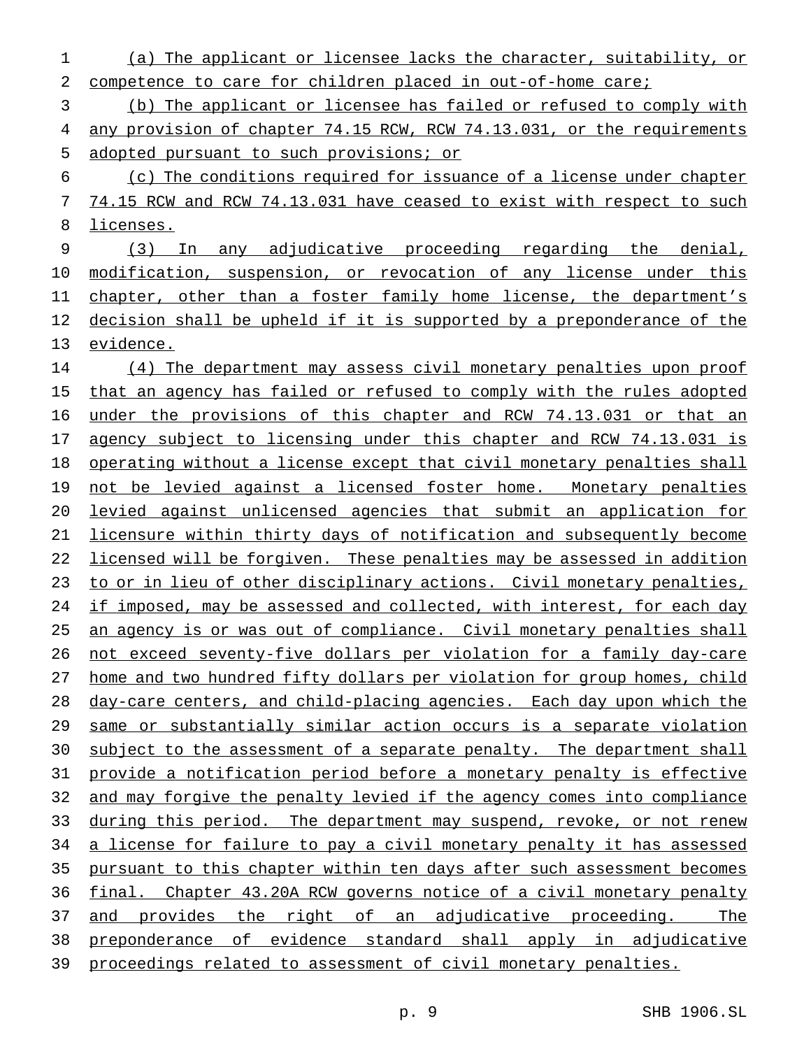(a) The applicant or licensee lacks the character, suitability, or competence to care for children placed in out-of-home care;

(b) The applicant or licensee has failed or refused to comply with any provision of chapter 74.15 RCW, RCW 74.13.031, or the requirements adopted pursuant to such provisions; or

(c) The conditions required for issuance of a license under chapter 74.15 RCW and RCW 74.13.031 have ceased to exist with respect to such licenses.

(3) In any adjudicative proceeding regarding the denial, modification, suspension, or revocation of any license under this chapter, other than a foster family home license, the department's decision shall be upheld if it is supported by a preponderance of the evidence.

(4) The department may assess civil monetary penalties upon proof that an agency has failed or refused to comply with the rules adopted under the provisions of this chapter and RCW 74.13.031 or that an agency subject to licensing under this chapter and RCW 74.13.031 is operating without a license except that civil monetary penalties shall not be levied against a licensed foster home. Monetary penalties levied against unlicensed agencies that submit an application for licensure within thirty days of notification and subsequently become licensed will be forgiven. These penalties may be assessed in addition to or in lieu of other disciplinary actions. Civil monetary penalties, if imposed, may be assessed and collected, with interest, for each day an agency is or was out of compliance. Civil monetary penalties shall not exceed seventy-five dollars per violation for a family day-care home and two hundred fifty dollars per violation for group homes, child day-care centers, and child-placing agencies. Each day upon which the same or substantially similar action occurs is a separate violation subject to the assessment of a separate penalty. The department shall provide a notification period before a monetary penalty is effective and may forgive the penalty levied if the agency comes into compliance during this period. The department may suspend, revoke, or not renew a license for failure to pay a civil monetary penalty it has assessed pursuant to this chapter within ten days after such assessment becomes final. Chapter 43.20A RCW governs notice of a civil monetary penalty and provides the right of an adjudicative proceeding. The preponderance of evidence standard shall apply in adjudicative proceedings related to assessment of civil monetary penalties.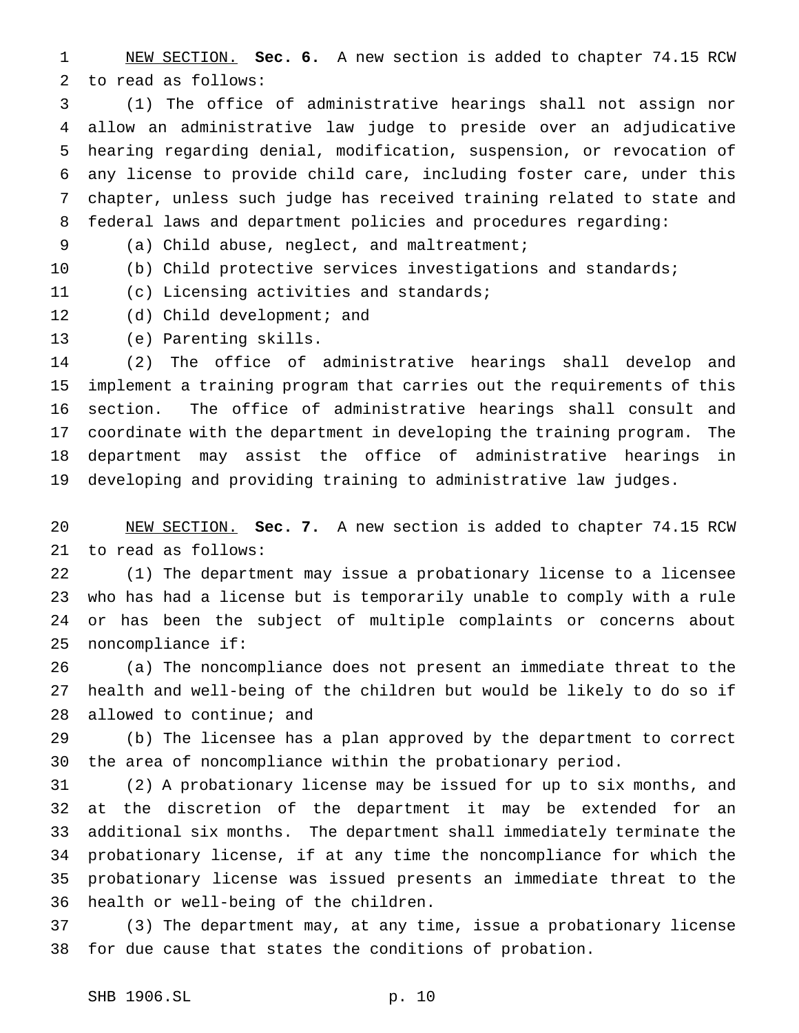NEW SECTION. **Sec. 6.** A new section is added to chapter 74.15 RCW to read as follows:

(1) The office of administrative hearings shall not assign nor allow an administrative law judge to preside over an adjudicative hearing regarding denial, modification, suspension, or revocation of any license to provide child care, including foster care, under this chapter, unless such judge has received training related to state and federal laws and department policies and procedures regarding:

(a) Child abuse, neglect, and maltreatment;

(b) Child protective services investigations and standards;

(c) Licensing activities and standards;

(d) Child development; and

(e) Parenting skills.

(2) The office of administrative hearings shall develop and implement a training program that carries out the requirements of this section. The office of administrative hearings shall consult and coordinate with the department in developing the training program. The department may assist the office of administrative hearings in developing and providing training to administrative law judges.

NEW SECTION. **Sec. 7.** A new section is added to chapter 74.15 RCW to read as follows:

(1) The department may issue a probationary license to a licensee who has had a license but is temporarily unable to comply with a rule or has been the subject of multiple complaints or concerns about noncompliance if:

(a) The noncompliance does not present an immediate threat to the health and well-being of the children but would be likely to do so if allowed to continue; and

(b) The licensee has a plan approved by the department to correct the area of noncompliance within the probationary period.

(2) A probationary license may be issued for up to six months, and at the discretion of the department it may be extended for an additional six months. The department shall immediately terminate the probationary license, if at any time the noncompliance for which the probationary license was issued presents an immediate threat to the health or well-being of the children.

(3) The department may, at any time, issue a probationary license for due cause that states the conditions of probation.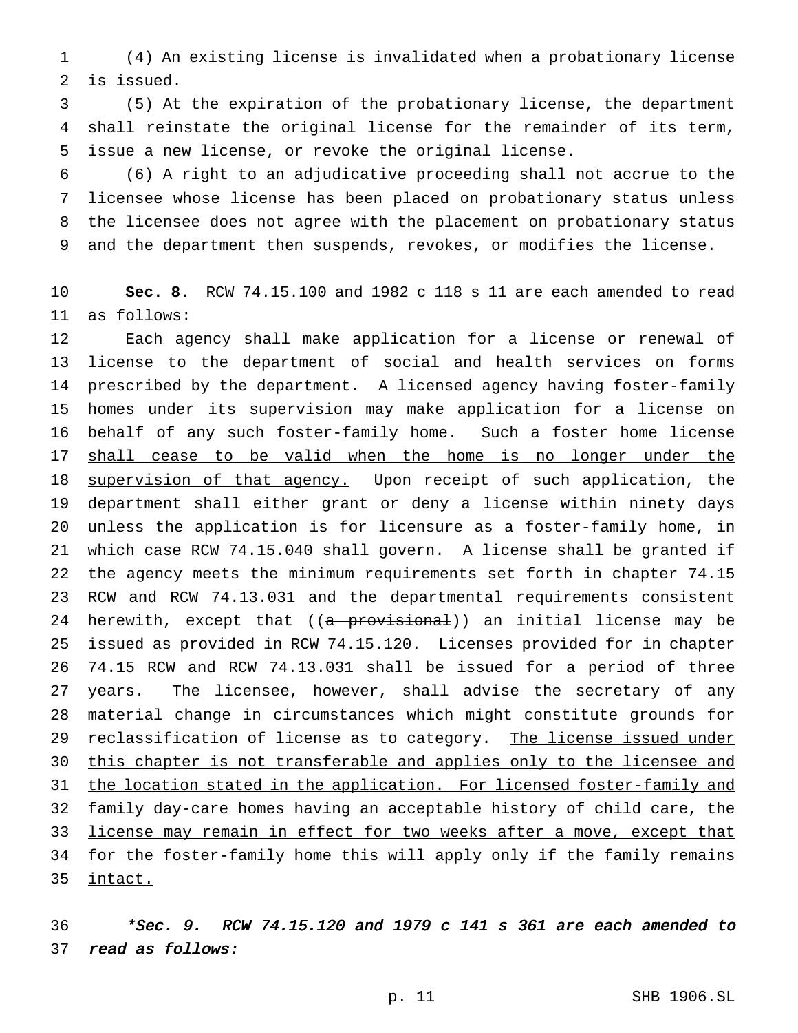(4) An existing license is invalidated when a probationary license is issued.

(5) At the expiration of the probationary license, the department shall reinstate the original license for the remainder of its term, issue a new license, or revoke the original license.

(6) A right to an adjudicative proceeding shall not accrue to the licensee whose license has been placed on probationary status unless the licensee does not agree with the placement on probationary status and the department then suspends, revokes, or modifies the license.

**Sec. 8.** RCW 74.15.100 and 1982 c 118 s 11 are each amended to read as follows:

Each agency shall make application for a license or renewal of license to the department of social and health services on forms prescribed by the department. A licensed agency having foster-family homes under its supervision may make application for a license on behalf of any such foster-family home. Such a foster home license shall cease to be valid when the home is no longer under the supervision of that agency. Upon receipt of such application, the department shall either grant or deny a license within ninety days unless the application is for licensure as a foster-family home, in which case RCW 74.15.040 shall govern. A license shall be granted if the agency meets the minimum requirements set forth in chapter 74.15 RCW and RCW 74.13.031 and the departmental requirements consistent herewith, except that ((a provisional)) an initial license may be issued as provided in RCW 74.15.120. Licenses provided for in chapter 74.15 RCW and RCW 74.13.031 shall be issued for a period of three years. The licensee, however, shall advise the secretary of any material change in circumstances which might constitute grounds for reclassification of license as to category. The license issued under this chapter is not transferable and applies only to the licensee and the location stated in the application. For licensed foster-family and family day-care homes having an acceptable history of child care, the license may remain in effect for two weeks after a move, except that for the foster-family home this will apply only if the family remains intact.

***\*Sec. 9. RCW 74.15.120 and 1979 c 141 s 361 are each amended to read as follows:***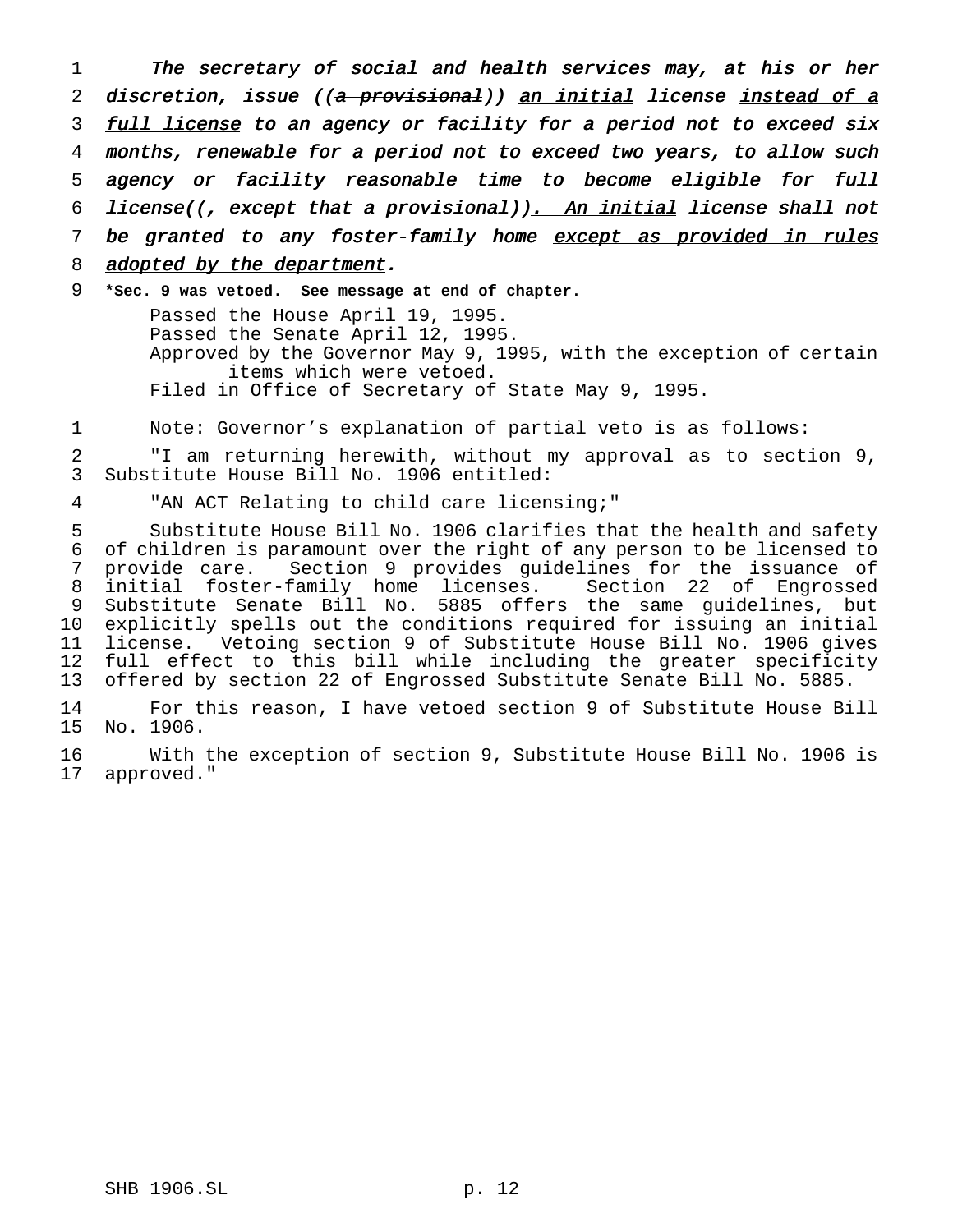*The secretary of social and health services may, at his or her discretion, issue ((~~a provisional~~)) an initial license instead of a full license to an agency or facility for a period not to exceed six months, renewable for a period not to exceed two years, to allow such agency or facility reasonable time to become eligible for full license((~~, except that a provisional~~)). An initial license shall not be granted to any foster-family home except as provided in rules adopted by the department.*

**\*Sec. 9 was vetoed. See message at end of chapter.**

Passed the House April 19, 1995.
Passed the Senate April 12, 1995.
Approved by the Governor May 9, 1995, with the exception of certain items which were vetoed.
Filed in Office of Secretary of State May 9, 1995.

Note: Governor's explanation of partial veto is as follows:

"I am returning herewith, without my approval as to section 9, Substitute House Bill No. 1906 entitled:

"AN ACT Relating to child care licensing;"

Substitute House Bill No. 1906 clarifies that the health and safety of children is paramount over the right of any person to be licensed to provide care. Section 9 provides guidelines for the issuance of initial foster-family home licenses. Section 22 of Engrossed Substitute Senate Bill No. 5885 offers the same guidelines, but explicitly spells out the conditions required for issuing an initial license. Vetoing section 9 of Substitute House Bill No. 1906 gives full effect to this bill while including the greater specificity offered by section 22 of Engrossed Substitute Senate Bill No. 5885.

For this reason, I have vetoed section 9 of Substitute House Bill No. 1906.

With the exception of section 9, Substitute House Bill No. 1906 is approved."